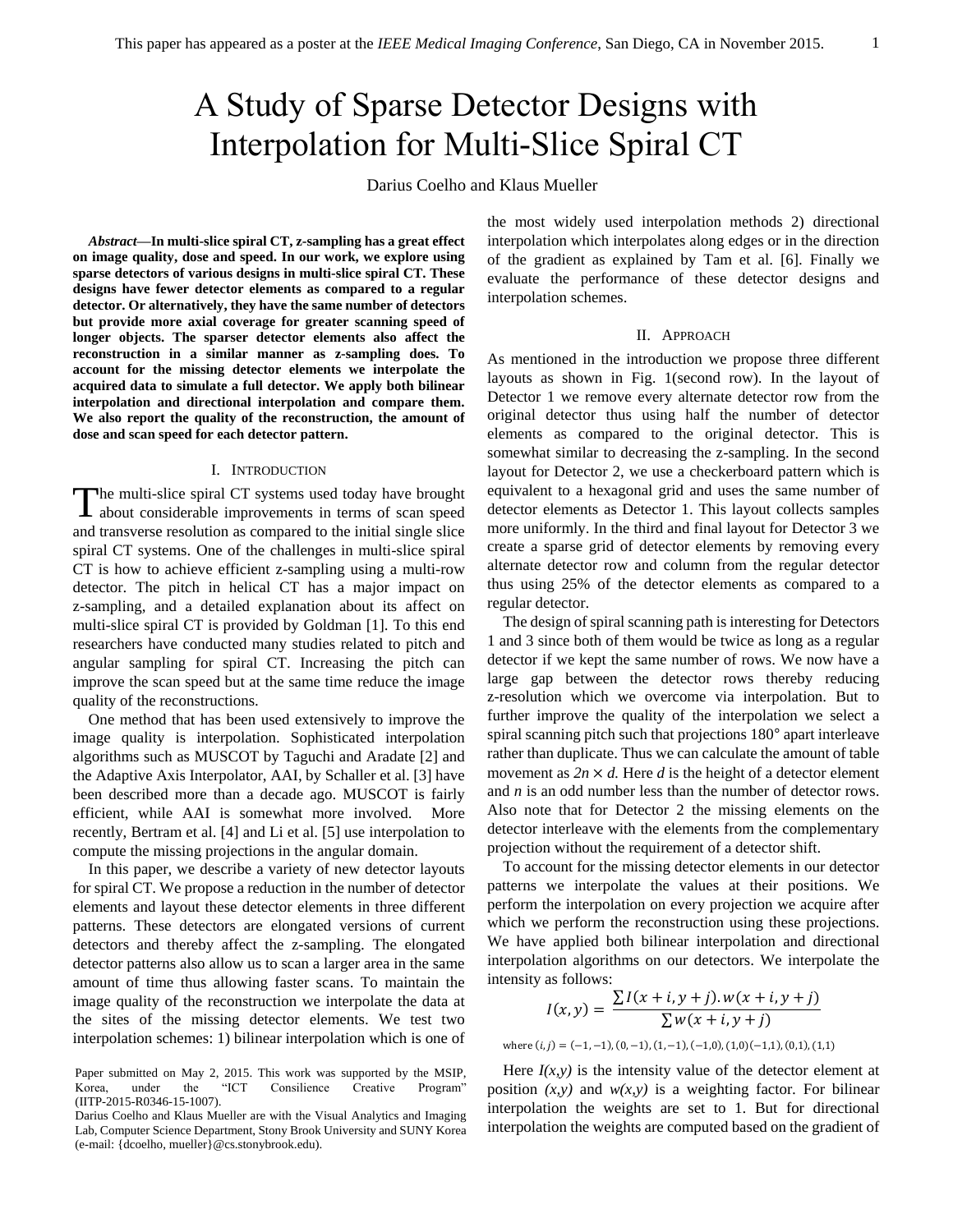This paper has appeared as a poster at the *IEEE Medical Imaging Conference*, San Diego, CA in November 2015.

# A Study of Sparse Detector Designs with Interpolation for Multi-Slice Spiral CT

Darius Coelho and Klaus Mueller

***Abstract*—In multi-slice spiral CT, z-sampling has a great effect on image quality, dose and speed. In our work, we explore using sparse detectors of various designs in multi-slice spiral CT. These designs have fewer detector elements as compared to a regular detector. Or alternatively, they have the same number of detectors but provide more axial coverage for greater scanning speed of longer objects. The sparser detector elements also affect the reconstruction in a similar manner as z-sampling does. To account for the missing detector elements we interpolate the acquired data to simulate a full detector. We apply both bilinear interpolation and directional interpolation and compare them. We also report the quality of the reconstruction, the amount of dose and scan speed for each detector pattern.**

## I. Introduction

The multi-slice spiral CT systems used today have brought about considerable improvements in terms of scan speed and transverse resolution as compared to the initial single slice spiral CT systems. One of the challenges in multi-slice spiral CT is how to achieve efficient z-sampling using a multi-row detector. The pitch in helical CT has a major impact on z-sampling, and a detailed explanation about its affect on multi-slice spiral CT is provided by Goldman [1]. To this end researchers have conducted many studies related to pitch and angular sampling for spiral CT. Increasing the pitch can improve the scan speed but at the same time reduce the image quality of the reconstructions.

One method that has been used extensively to improve the image quality is interpolation. Sophisticated interpolation algorithms such as MUSCOT by Taguchi and Aradate [2] and the Adaptive Axis Interpolator, AAI, by Schaller et al. [3] have been described more than a decade ago. MUSCOT is fairly efficient, while AAI is somewhat more involved. More recently, Bertram et al. [4] and Li et al. [5] use interpolation to compute the missing projections in the angular domain.

In this paper, we describe a variety of new detector layouts for spiral CT. We propose a reduction in the number of detector elements and layout these detector elements in three different patterns. These detectors are elongated versions of current detectors and thereby affect the z-sampling. The elongated detector patterns also allow us to scan a larger area in the same amount of time thus allowing faster scans. To maintain the image quality of the reconstruction we interpolate the data at the sites of the missing detector elements. We test two interpolation schemes: 1) bilinear interpolation which is one of the most widely used interpolation methods 2) directional interpolation which interpolates along edges or in the direction of the gradient as explained by Tam et al. [6]. Finally we evaluate the performance of these detector designs and interpolation schemes.

Paper submitted on May 2, 2015. This work was supported by the MSIP, Korea, under the “ICT Consilience Creative Program” (IITP-2015-R0346-15-1007).

Darius Coelho and Klaus Mueller are with the Visual Analytics and Imaging Lab, Computer Science Department, Stony Brook University and SUNY Korea (e-mail: {dcoelho, mueller}@cs.stonybrook.edu).

## II. Approach

As mentioned in the introduction we propose three different layouts as shown in Fig. 1(second row). In the layout of Detector 1 we remove every alternate detector row from the original detector thus using half the number of detector elements as compared to the original detector. This is somewhat similar to decreasing the z-sampling. In the second layout for Detector 2, we use a checkerboard pattern which is equivalent to a hexagonal grid and uses the same number of detector elements as Detector 1. This layout collects samples more uniformly. In the third and final layout for Detector 3 we create a sparse grid of detector elements by removing every alternate detector row and column from the regular detector thus using 25% of the detector elements as compared to a regular detector.

The design of spiral scanning path is interesting for Detectors 1 and 3 since both of them would be twice as long as a regular detector if we kept the same number of rows. We now have a large gap between the detector rows thereby reducing z-resolution which we overcome via interpolation. But to further improve the quality of the interpolation we select a spiral scanning pitch such that projections 180° apart interleave rather than duplicate. Thus we can calculate the amount of table movement as $2n \times d$. Here $d$ is the height of a detector element and $n$ is an odd number less than the number of detector rows. Also note that for Detector 2 the missing elements on the detector interleave with the elements from the complementary projection without the requirement of a detector shift.

To account for the missing detector elements in our detector patterns we interpolate the values at their positions. We perform the interpolation on every projection we acquire after which we perform the reconstruction using these projections. We have applied both bilinear interpolation and directional interpolation algorithms on our detectors. We interpolate the intensity as follows:

$$I(x,y) = \frac{\sum I(x+i,y+j).w(x+i,y+j)}{\sum w(x+i,y+j)}$$

where $(i,j) = (-1,-1),(0,-1),(1,-1),(-1,0),(1,0)(-1,1),(0,1),(1,1)$

Here $I(x,y)$ is the intensity value of the detector element at position $(x,y)$ and $w(x,y)$ is a weighting factor. For bilinear interpolation the weights are set to 1. But for directional interpolation the weights are computed based on the gradient of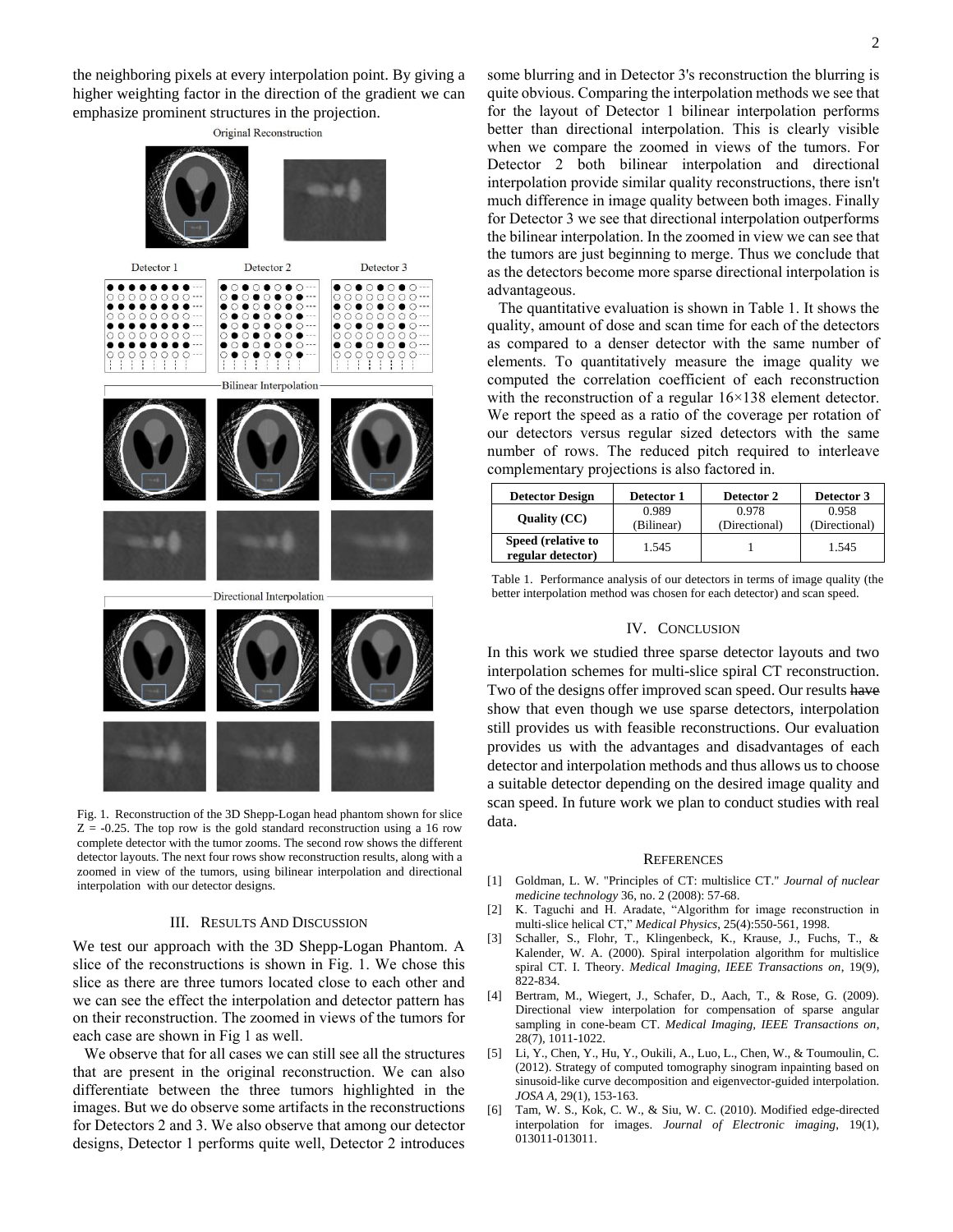the neighboring pixels at every interpolation point. By giving a higher weighting factor in the direction of the gradient we can emphasize prominent structures in the projection.

Original Reconstruction

Detector 1 Detector 2 Detector 3

Bilinear Interpolation

Directional Interpolation

Fig. 1. Reconstruction of the 3D Shepp-Logan head phantom shown for slice Z = -0.25. The top row is the gold standard reconstruction using a 16 row complete detector with the tumor zooms. The second row shows the different detector layouts. The next four rows show reconstruction results, along with a zoomed in view of the tumors, using bilinear interpolation and directional interpolation with our detector designs.

## III. Results And Discussion

We test our approach with the 3D Shepp-Logan Phantom. A slice of the reconstructions is shown in Fig. 1. We chose this slice as there are three tumors located close to each other and we can see the effect the interpolation and detector pattern has on their reconstruction. The zoomed in views of the tumors for each case are shown in Fig 1 as well.

We observe that for all cases we can still see all the structures that are present in the original reconstruction. We can also differentiate between the three tumors highlighted in the images. But we do observe some artifacts in the reconstructions for Detectors 2 and 3. We also observe that among our detector designs, Detector 1 performs quite well, Detector 2 introduces some blurring and in Detector 3's reconstruction the blurring is quite obvious. Comparing the interpolation methods we see that for the layout of Detector 1 bilinear interpolation performs better than directional interpolation. This is clearly visible when we compare the zoomed in views of the tumors. For Detector 2 both bilinear interpolation and directional interpolation provide similar quality reconstructions, there isn't much difference in image quality between both images. Finally for Detector 3 we see that directional interpolation outperforms the bilinear interpolation. In the zoomed in view we can see that the tumors are just beginning to merge. Thus we conclude that as the detectors become more sparse directional interpolation is advantageous.

The quantitative evaluation is shown in Table 1. It shows the quality, amount of dose and scan time for each of the detectors as compared to a denser detector with the same number of elements. To quantitatively measure the image quality we computed the correlation coefficient of each reconstruction with the reconstruction of a regular 16×138 element detector. We report the speed as a ratio of the coverage per rotation of our detectors versus regular sized detectors with the same number of rows. The reduced pitch required to interleave complementary projections is also factored in.

| Detector Design | Detector 1 | Detector 2 | Detector 3 |
|---|---|---|---|
| Quality (CC) | 0.989 (Bilinear) | 0.978 (Directional) | 0.958 (Directional) |
| Speed (relative to regular detector) | 1.545 | 1 | 1.545 |

Table 1. Performance analysis of our detectors in terms of image quality (the better interpolation method was chosen for each detector) and scan speed.

## IV. Conclusion

In this work we studied three sparse detector layouts and two interpolation schemes for multi-slice spiral CT reconstruction. Two of the designs offer improved scan speed. Our results ~~have~~ show that even though we use sparse detectors, interpolation still provides us with feasible reconstructions. Our evaluation provides us with the advantages and disadvantages of each detector and interpolation methods and thus allows us to choose a suitable detector depending on the desired image quality and scan speed. In future work we plan to conduct studies with real data.

## References

[1] Goldman, L. W. "Principles of CT: multislice CT." *Journal of nuclear medicine technology* 36, no. 2 (2008): 57-68.

[2] K. Taguchi and H. Aradate, "Algorithm for image reconstruction in multi-slice helical CT," *Medical Physics*, 25(4):550-561, 1998.

[3] Schaller, S., Flohr, T., Klingenbeck, K., Krause, J., Fuchs, T., & Kalender, W. A. (2000). Spiral interpolation algorithm for multislice spiral CT. I. Theory. *Medical Imaging, IEEE Transactions on*, 19(9), 822-834.

[4] Bertram, M., Wiegert, J., Schafer, D., Aach, T., & Rose, G. (2009). Directional view interpolation for compensation of sparse angular sampling in cone-beam CT. *Medical Imaging, IEEE Transactions on*, 28(7), 1011-1022.

[5] Li, Y., Chen, Y., Hu, Y., Oukili, A., Luo, L., Chen, W., & Toumoulin, C. (2012). Strategy of computed tomography sinogram inpainting based on sinusoid-like curve decomposition and eigenvector-guided interpolation. *JOSA A*, 29(1), 153-163.

[6] Tam, W. S., Kok, C. W., & Siu, W. C. (2010). Modified edge-directed interpolation for images. *Journal of Electronic imaging*, 19(1), 013011-013011.